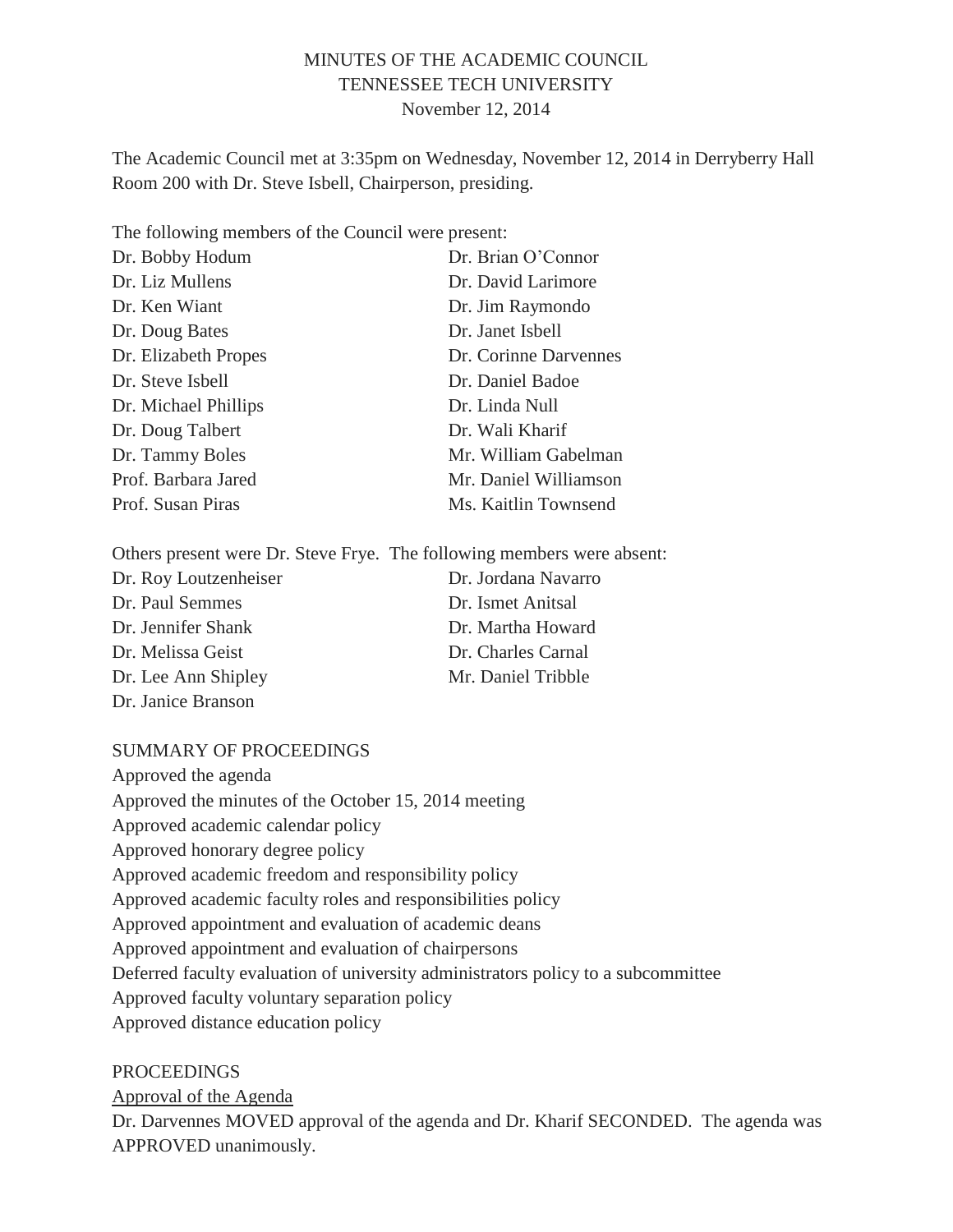MINUTES OF THE ACADEMIC COUNCIL
TENNESSEE TECH UNIVERSITY
November 12, 2014

The Academic Council met at 3:35pm on Wednesday, November 12, 2014 in Derryberry Hall Room 200 with Dr. Steve Isbell, Chairperson, presiding.

The following members of the Council were present:

Dr. Bobby Hodum
Dr. Liz Mullens
Dr. Ken Wiant
Dr. Doug Bates
Dr. Elizabeth Propes
Dr. Steve Isbell
Dr. Michael Phillips
Dr. Doug Talbert
Dr. Tammy Boles
Prof. Barbara Jared
Prof. Susan Piras
Dr. Brian O'Connor
Dr. David Larimore
Dr. Jim Raymondo
Dr. Janet Isbell
Dr. Corinne Darvennes
Dr. Daniel Badoe
Dr. Linda Null
Dr. Wali Kharif
Mr. William Gabelman
Mr. Daniel Williamson
Ms. Kaitlin Townsend

Others present were Dr. Steve Frye. The following members were absent:

Dr. Roy Loutzenheiser
Dr. Paul Semmes
Dr. Jennifer Shank
Dr. Melissa Geist
Dr. Lee Ann Shipley
Dr. Janice Branson
Dr. Jordana Navarro
Dr. Ismet Anitsal
Dr. Martha Howard
Dr. Charles Carnal
Mr. Daniel Tribble

SUMMARY OF PROCEEDINGS

Approved the agenda
Approved the minutes of the October 15, 2014 meeting
Approved academic calendar policy
Approved honorary degree policy
Approved academic freedom and responsibility policy
Approved academic faculty roles and responsibilities policy
Approved appointment and evaluation of academic deans
Approved appointment and evaluation of chairpersons
Deferred faculty evaluation of university administrators policy to a subcommittee
Approved faculty voluntary separation policy
Approved distance education policy

PROCEEDINGS

Approval of the Agenda

Dr. Darvennes MOVED approval of the agenda and Dr. Kharif SECONDED. The agenda was APPROVED unanimously.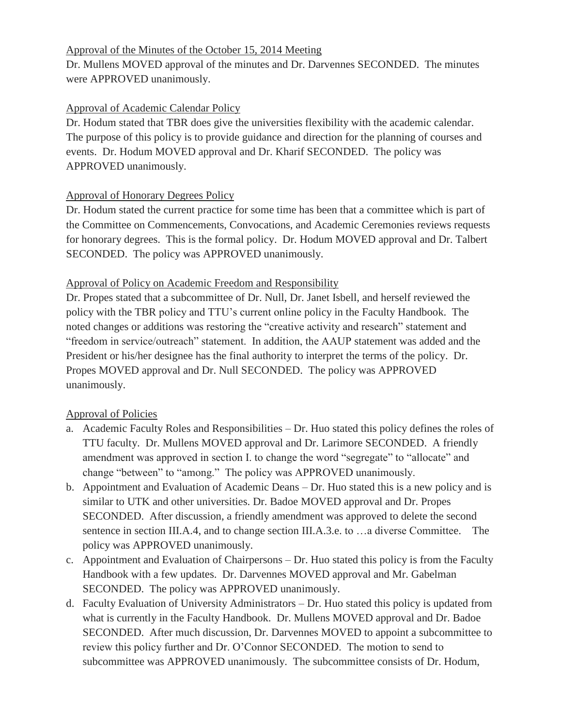Approval of the Minutes of the October 15, 2014 Meeting

Dr. Mullens MOVED approval of the minutes and Dr. Darvennes SECONDED. The minutes were APPROVED unanimously.

Approval of Academic Calendar Policy

Dr. Hodum stated that TBR does give the universities flexibility with the academic calendar. The purpose of this policy is to provide guidance and direction for the planning of courses and events. Dr. Hodum MOVED approval and Dr. Kharif SECONDED. The policy was APPROVED unanimously.

Approval of Honorary Degrees Policy

Dr. Hodum stated the current practice for some time has been that a committee which is part of the Committee on Commencements, Convocations, and Academic Ceremonies reviews requests for honorary degrees. This is the formal policy. Dr. Hodum MOVED approval and Dr. Talbert SECONDED. The policy was APPROVED unanimously.

Approval of Policy on Academic Freedom and Responsibility

Dr. Propes stated that a subcommittee of Dr. Null, Dr. Janet Isbell, and herself reviewed the policy with the TBR policy and TTU's current online policy in the Faculty Handbook. The noted changes or additions was restoring the "creative activity and research" statement and "freedom in service/outreach" statement. In addition, the AAUP statement was added and the President or his/her designee has the final authority to interpret the terms of the policy. Dr. Propes MOVED approval and Dr. Null SECONDED. The policy was APPROVED unanimously.

Approval of Policies

a. Academic Faculty Roles and Responsibilities – Dr. Huo stated this policy defines the roles of TTU faculty. Dr. Mullens MOVED approval and Dr. Larimore SECONDED. A friendly amendment was approved in section I. to change the word "segregate" to "allocate" and change "between" to "among." The policy was APPROVED unanimously.
b. Appointment and Evaluation of Academic Deans – Dr. Huo stated this is a new policy and is similar to UTK and other universities. Dr. Badoe MOVED approval and Dr. Propes SECONDED. After discussion, a friendly amendment was approved to delete the second sentence in section III.A.4, and to change section III.A.3.e. to …a diverse Committee. The policy was APPROVED unanimously.
c. Appointment and Evaluation of Chairpersons – Dr. Huo stated this policy is from the Faculty Handbook with a few updates. Dr. Darvennes MOVED approval and Mr. Gabelman SECONDED. The policy was APPROVED unanimously.
d. Faculty Evaluation of University Administrators – Dr. Huo stated this policy is updated from what is currently in the Faculty Handbook. Dr. Mullens MOVED approval and Dr. Badoe SECONDED. After much discussion, Dr. Darvennes MOVED to appoint a subcommittee to review this policy further and Dr. O'Connor SECONDED. The motion to send to subcommittee was APPROVED unanimously. The subcommittee consists of Dr. Hodum,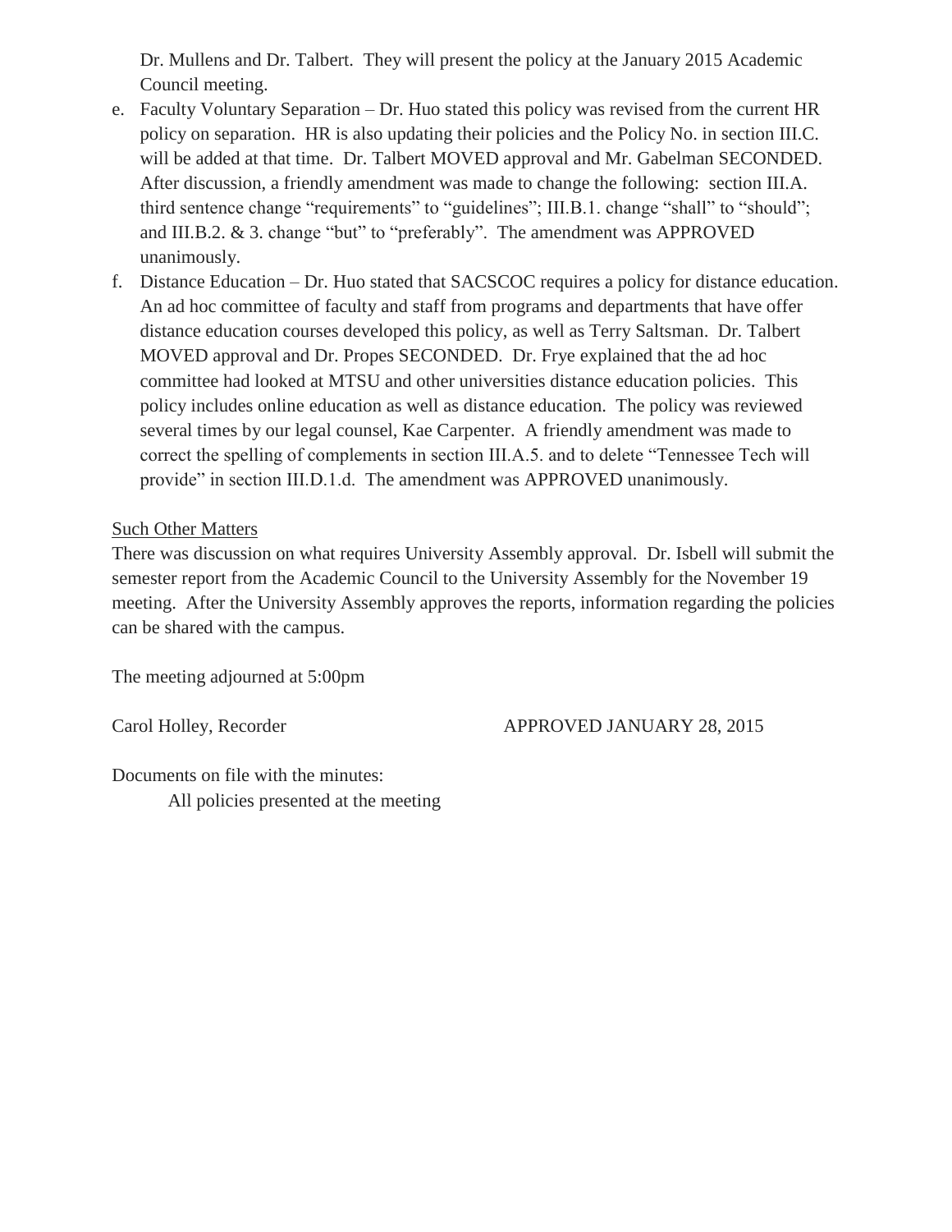Dr. Mullens and Dr. Talbert. They will present the policy at the January 2015 Academic Council meeting.

e. Faculty Voluntary Separation – Dr. Huo stated this policy was revised from the current HR policy on separation. HR is also updating their policies and the Policy No. in section III.C. will be added at that time. Dr. Talbert MOVED approval and Mr. Gabelman SECONDED. After discussion, a friendly amendment was made to change the following: section III.A. third sentence change "requirements" to "guidelines"; III.B.1. change "shall" to "should"; and III.B.2. & 3. change "but" to "preferably". The amendment was APPROVED unanimously.
f. Distance Education – Dr. Huo stated that SACSCOC requires a policy for distance education. An ad hoc committee of faculty and staff from programs and departments that have offer distance education courses developed this policy, as well as Terry Saltsman. Dr. Talbert MOVED approval and Dr. Propes SECONDED. Dr. Frye explained that the ad hoc committee had looked at MTSU and other universities distance education policies. This policy includes online education as well as distance education. The policy was reviewed several times by our legal counsel, Kae Carpenter. A friendly amendment was made to correct the spelling of complements in section III.A.5. and to delete "Tennessee Tech will provide" in section III.D.1.d. The amendment was APPROVED unanimously.

<u>Such Other Matters</u>

There was discussion on what requires University Assembly approval. Dr. Isbell will submit the semester report from the Academic Council to the University Assembly for the November 19 meeting. After the University Assembly approves the reports, information regarding the policies can be shared with the campus.

The meeting adjourned at 5:00pm

Carol Holley, Recorder APPROVED JANUARY 28, 2015

Documents on file with the minutes:

All policies presented at the meeting